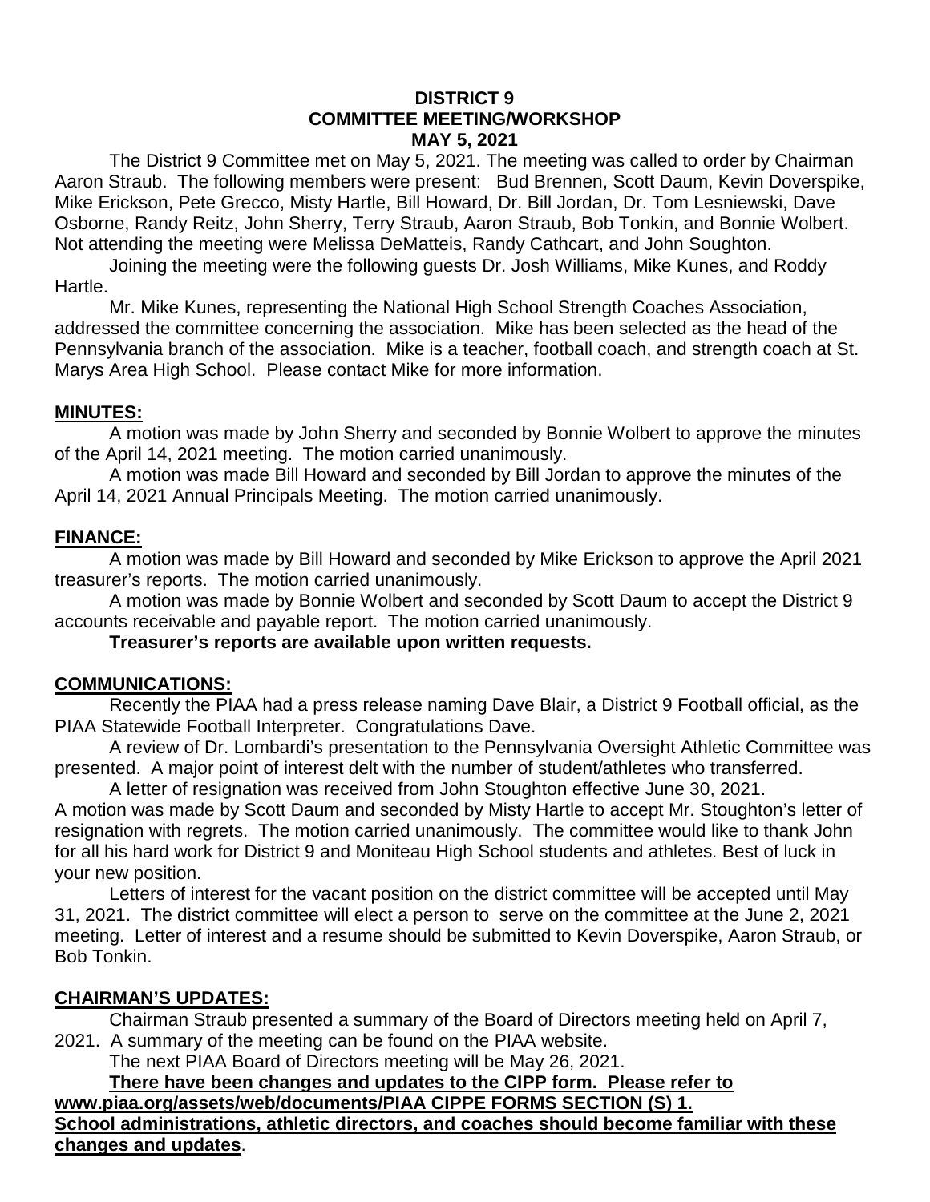# DISTRICT 9
## COMMITTEE MEETING/WORKSHOP
## MAY 5, 2021

The District 9 Committee met on May 5, 2021. The meeting was called to order by Chairman Aaron Straub. The following members were present: Bud Brennen, Scott Daum, Kevin Doverspike, Mike Erickson, Pete Grecco, Misty Hartle, Bill Howard, Dr. Bill Jordan, Dr. Tom Lesniewski, Dave Osborne, Randy Reitz, John Sherry, Terry Straub, Aaron Straub, Bob Tonkin, and Bonnie Wolbert. Not attending the meeting were Melissa DeMatteis, Randy Cathcart, and John Soughton.

Joining the meeting were the following guests Dr. Josh Williams, Mike Kunes, and Roddy Hartle.

Mr. Mike Kunes, representing the National High School Strength Coaches Association, addressed the committee concerning the association. Mike has been selected as the head of the Pennsylvania branch of the association. Mike is a teacher, football coach, and strength coach at St. Marys Area High School. Please contact Mike for more information.

**MINUTES:**

A motion was made by John Sherry and seconded by Bonnie Wolbert to approve the minutes of the April 14, 2021 meeting. The motion carried unanimously.

A motion was made Bill Howard and seconded by Bill Jordan to approve the minutes of the April 14, 2021 Annual Principals Meeting. The motion carried unanimously.

**FINANCE:**

A motion was made by Bill Howard and seconded by Mike Erickson to approve the April 2021 treasurer's reports. The motion carried unanimously.

A motion was made by Bonnie Wolbert and seconded by Scott Daum to accept the District 9 accounts receivable and payable report. The motion carried unanimously.

**Treasurer's reports are available upon written requests.**

**COMMUNICATIONS:**

Recently the PIAA had a press release naming Dave Blair, a District 9 Football official, as the PIAA Statewide Football Interpreter. Congratulations Dave.

A review of Dr. Lombardi's presentation to the Pennsylvania Oversight Athletic Committee was presented. A major point of interest delt with the number of student/athletes who transferred.

A letter of resignation was received from John Stoughton effective June 30, 2021.
A motion was made by Scott Daum and seconded by Misty Hartle to accept Mr. Stoughton's letter of resignation with regrets. The motion carried unanimously. The committee would like to thank John for all his hard work for District 9 and Moniteau High School students and athletes. Best of luck in your new position.

Letters of interest for the vacant position on the district committee will be accepted until May 31, 2021. The district committee will elect a person to serve on the committee at the June 2, 2021 meeting. Letter of interest and a resume should be submitted to Kevin Doverspike, Aaron Straub, or Bob Tonkin.

**CHAIRMAN'S UPDATES:**

Chairman Straub presented a summary of the Board of Directors meeting held on April 7, 2021. A summary of the meeting can be found on the PIAA website.

The next PIAA Board of Directors meeting will be May 26, 2021.

**There have been changes and updates to the CIPP form. Please refer to www.piaa.org/assets/web/documents/PIAA CIPPE FORMS SECTION (S) 1. School administrations, athletic directors, and coaches should become familiar with these changes and updates.**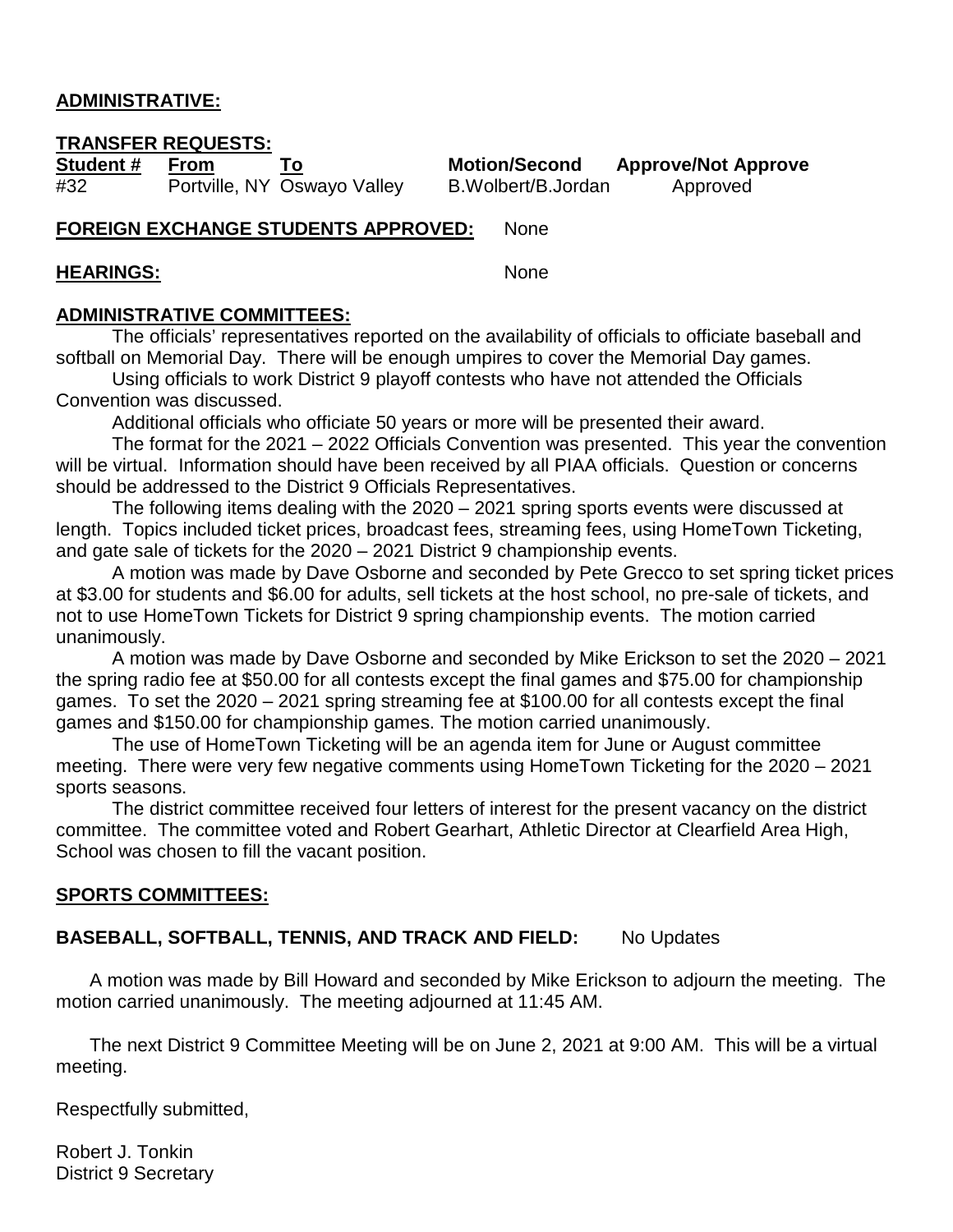**ADMINISTRATIVE:**

**TRANSFER REQUESTS:**

| Student # | From | To | Motion/Second | Approve/Not Approve |
|---|---|---|---|---|
| #32 | Portville, NY | Oswayo Valley | B.Wolbert/B.Jordan | Approved |

**FOREIGN EXCHANGE STUDENTS APPROVED:** None

**HEARINGS:** None

**ADMINISTRATIVE COMMITTEES:**

The officials' representatives reported on the availability of officials to officiate baseball and softball on Memorial Day. There will be enough umpires to cover the Memorial Day games.

Using officials to work District 9 playoff contests who have not attended the Officials Convention was discussed.

Additional officials who officiate 50 years or more will be presented their award.

The format for the 2021 – 2022 Officials Convention was presented. This year the convention will be virtual. Information should have been received by all PIAA officials. Question or concerns should be addressed to the District 9 Officials Representatives.

The following items dealing with the 2020 – 2021 spring sports events were discussed at length. Topics included ticket prices, broadcast fees, streaming fees, using HomeTown Ticketing, and gate sale of tickets for the 2020 – 2021 District 9 championship events.

A motion was made by Dave Osborne and seconded by Pete Grecco to set spring ticket prices at $3.00 for students and $6.00 for adults, sell tickets at the host school, no pre-sale of tickets, and not to use HomeTown Tickets for District 9 spring championship events. The motion carried unanimously.

A motion was made by Dave Osborne and seconded by Mike Erickson to set the 2020 – 2021 the spring radio fee at $50.00 for all contests except the final games and $75.00 for championship games. To set the 2020 – 2021 spring streaming fee at $100.00 for all contests except the final games and $150.00 for championship games. The motion carried unanimously.

The use of HomeTown Ticketing will be an agenda item for June or August committee meeting. There were very few negative comments using HomeTown Ticketing for the 2020 – 2021 sports seasons.

The district committee received four letters of interest for the present vacancy on the district committee. The committee voted and Robert Gearhart, Athletic Director at Clearfield Area High, School was chosen to fill the vacant position.

**SPORTS COMMITTEES:**

**BASEBALL, SOFTBALL, TENNIS, AND TRACK AND FIELD:** No Updates

A motion was made by Bill Howard and seconded by Mike Erickson to adjourn the meeting. The motion carried unanimously. The meeting adjourned at 11:45 AM.

The next District 9 Committee Meeting will be on June 2, 2021 at 9:00 AM. This will be a virtual meeting.

Respectfully submitted,

Robert J. Tonkin
District 9 Secretary